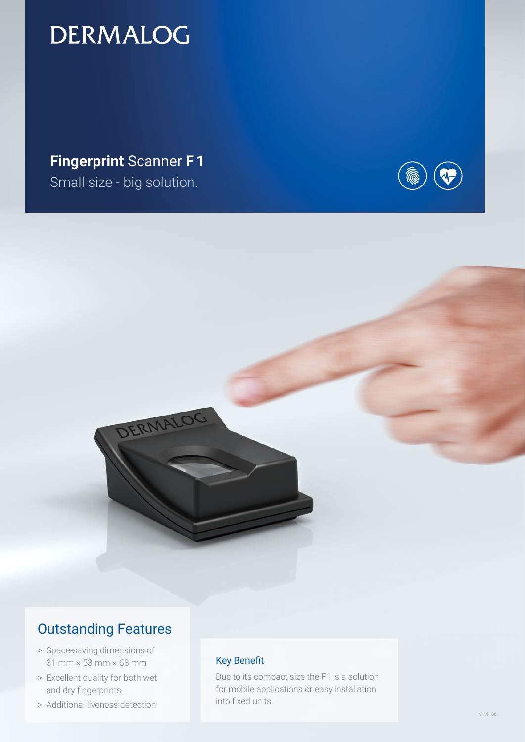DERMALOG

# **Fingerprint** Scanner **F 1**

Small size - big solution.

## Outstanding Features

- > Space-saving dimensions of 31 mm × 53 mm × 68 mm
- > Excellent quality for both wet and dry fingerprints
- > Additional liveness detection

### Key Benefit

Due to its compact size the F1 is a solution for mobile applications or easy installation into fixed units.

v_191001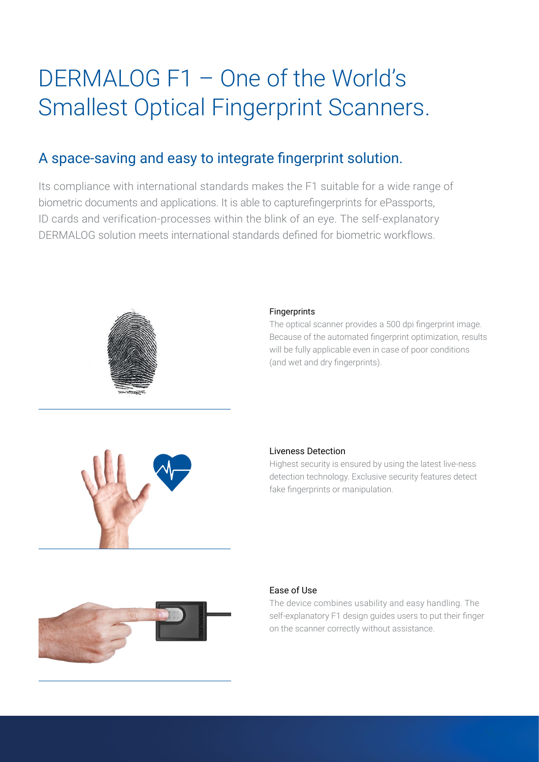# DERMALOG F1 – One of the World's Smallest Optical Fingerprint Scanners.

## A space-saving and easy to integrate fingerprint solution.

Its compliance with international standards makes the F1 suitable for a wide range of biometric documents and applications. It is able to capturefingerprints for ePassports, ID cards and verification-processes within the blink of an eye. The self-explanatory DERMALOG solution meets international standards defined for biometric workflows.

### Fingerprints

The optical scanner provides a 500 dpi fingerprint image. Because of the automated fingerprint optimization, results will be fully applicable even in case of poor conditions (and wet and dry fingerprints).

### Liveness Detection

Highest security is ensured by using the latest live-ness detection technology. Exclusive security features detect fake fingerprints or manipulation.

### Ease of Use

The device combines usability and easy handling. The self-explanatory F1 design guides users to put their finger on the scanner correctly without assistance.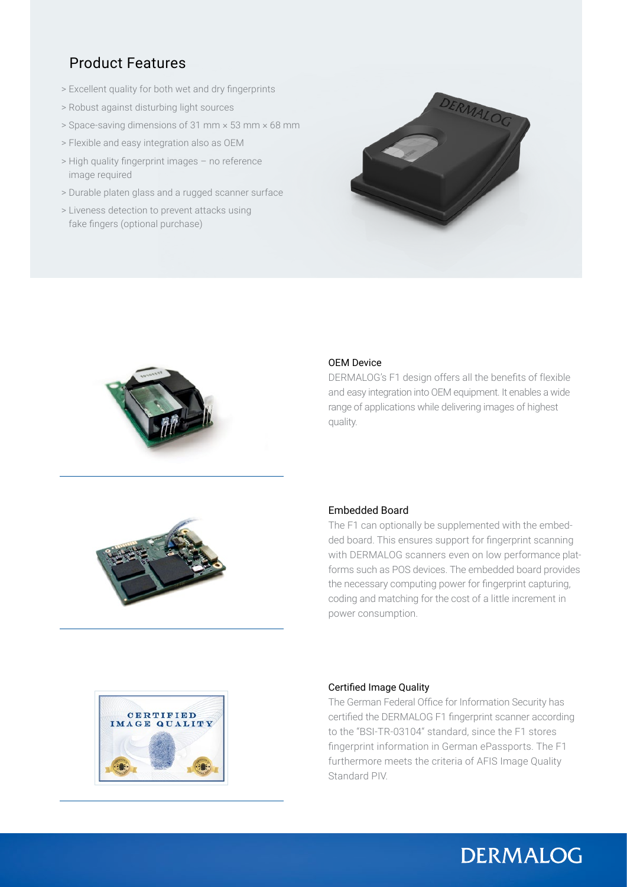## Product Features

- Excellent quality for both wet and dry fingerprints
- Robust against disturbing light sources
- Space-saving dimensions of 31 mm × 53 mm × 68 mm
- Flexible and easy integration also as OEM
- High quality fingerprint images – no reference image required
- Durable platen glass and a rugged scanner surface
- Liveness detection to prevent attacks using fake fingers (optional purchase)

### OEM Device

DERMALOG's F1 design offers all the benefits of flexible and easy integration into OEM equipment. It enables a wide range of applications while delivering images of highest quality.

### Embedded Board

The F1 can optionally be supplemented with the embedded board. This ensures support for fingerprint scanning with DERMALOG scanners even on low performance platforms such as POS devices. The embedded board provides the necessary computing power for fingerprint capturing, coding and matching for the cost of a little increment in power consumption.

### Certified Image Quality

The German Federal Office for Information Security has certified the DERMALOG F1 fingerprint scanner according to the "BSI-TR-03104" standard, since the F1 stores fingerprint information in German ePassports. The F1 furthermore meets the criteria of AFIS Image Quality Standard PIV.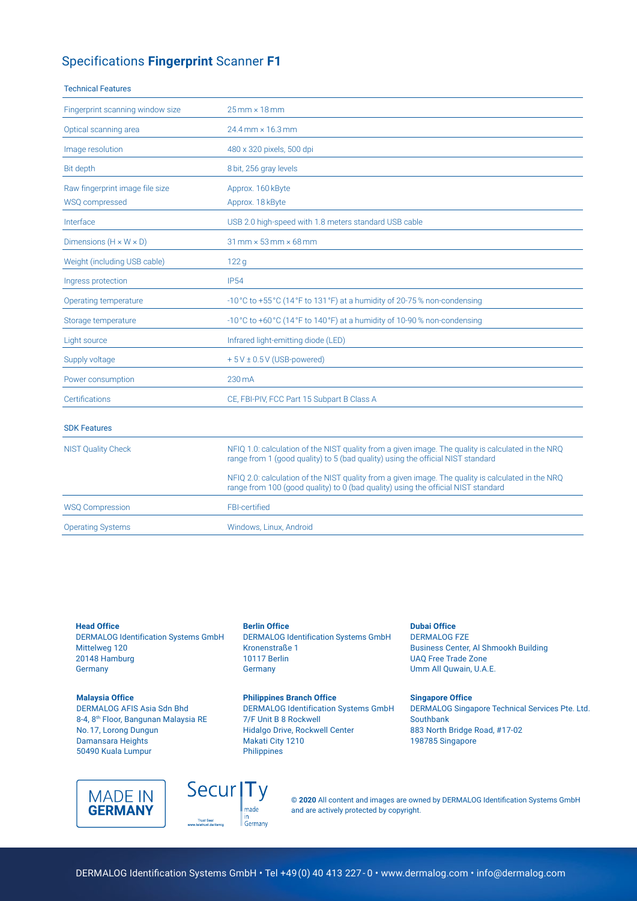# Specifications **Fingerprint** Scanner **F1**

| Technical Features | |
|---|---|
| Fingerprint scanning window size | 25 mm × 18 mm |
| Optical scanning area | 24.4 mm × 16.3 mm |
| Image resolution | 480 x 320 pixels, 500 dpi |
| Bit depth | 8 bit, 256 gray levels |
| Raw fingerprint image file size<br>WSQ compressed | Approx. 160 kByte<br>Approx. 18 kByte |
| Interface | USB 2.0 high-speed with 1.8 meters standard USB cable |
| Dimensions (H × W × D) | 31 mm × 53 mm × 68 mm |
| Weight (including USB cable) | 122 g |
| Ingress protection | IP54 |
| Operating temperature | -10 °C to +55 °C (14 °F to 131 °F) at a humidity of 20-75 % non-condensing |
| Storage temperature | -10 °C to +60 °C (14 °F to 140 °F) at a humidity of 10-90 % non-condensing |
| Light source | Infrared light-emitting diode (LED) |
| Supply voltage | + 5 V ± 0.5 V (USB-powered) |
| Power consumption | 230 mA |
| Certifications | CE, FBI-PIV, FCC Part 15 Subpart B Class A |

| SDK Features | |
|---|---|
| NIST Quality Check | NFIQ 1.0: calculation of the NIST quality from a given image. The quality is calculated in the NRQ range from 1 (good quality) to 5 (bad quality) using the official NIST standard<br><br>NFIQ 2.0: calculation of the NIST quality from a given image. The quality is calculated in the NRQ range from 100 (good quality) to 0 (bad quality) using the official NIST standard |
| WSQ Compression | FBI-certified |
| Operating Systems | Windows, Linux, Android |

**Head Office**
DERMALOG Identification Systems GmbH
Mittelweg 120
20148 Hamburg
Germany

**Berlin Office**
DERMALOG Identification Systems GmbH
Kronenstraße 1
10117 Berlin
Germany

**Dubai Office**
DERMALOG FZE
Business Center, Al Shmookh Building
UAQ Free Trade Zone
Umm All Quwain, U.A.E.

**Malaysia Office**
DERMALOG AFIS Asia Sdn Bhd
8-4, 8th Floor, Bangunan Malaysia RE
No. 17, Lorong Dungun
Damansara Heights
50490 Kuala Lumpur

**Philippines Branch Office**
DERMALOG Identification Systems GmbH
7/F Unit B 8 Rockwell
Hidalgo Drive, Rockwell Center
Makati City 1210
Philippines

**Singapore Office**
DERMALOG Singapore Technical Services Pte. Ltd.
Southbank
883 North Bridge Road, #17-02
198785 Singapore

MADE IN **GERMANY**

SecurITy made in Germany

Trust Seal
www.teletrust.de/itsmig

© **2020** All content and images are owned by DERMALOG Identification Systems GmbH and are actively protected by copyright.

DERMALOG Identification Systems GmbH • Tel +49 (0) 40 413 227 - 0 • www.dermalog.com • info@dermalog.com